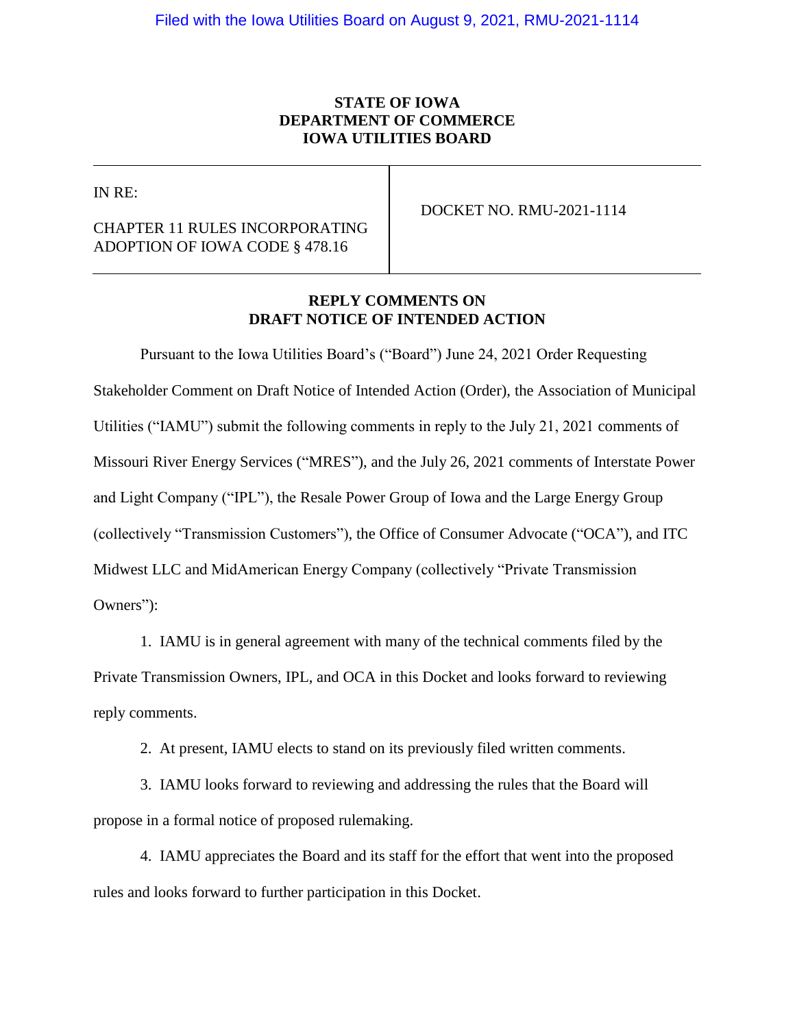Filed with the Iowa Utilities Board on August 9, 2021, RMU-2021-1114

**STATE OF IOWA**
**DEPARTMENT OF COMMERCE**
**IOWA UTILITIES BOARD**

| IN RE:<br><br>CHAPTER 11 RULES INCORPORATING ADOPTION OF IOWA CODE § 478.16 | DOCKET NO. RMU-2021-1114 |
|---|---|

**REPLY COMMENTS ON**
**DRAFT NOTICE OF INTENDED ACTION**

Pursuant to the Iowa Utilities Board's ("Board") June 24, 2021 Order Requesting Stakeholder Comment on Draft Notice of Intended Action (Order), the Association of Municipal Utilities ("IAMU") submit the following comments in reply to the July 21, 2021 comments of Missouri River Energy Services ("MRES"), and the July 26, 2021 comments of Interstate Power and Light Company ("IPL"), the Resale Power Group of Iowa and the Large Energy Group (collectively "Transmission Customers"), the Office of Consumer Advocate ("OCA"), and ITC Midwest LLC and MidAmerican Energy Company (collectively "Private Transmission Owners"):

1. IAMU is in general agreement with many of the technical comments filed by the Private Transmission Owners, IPL, and OCA in this Docket and looks forward to reviewing reply comments.

2. At present, IAMU elects to stand on its previously filed written comments.

3. IAMU looks forward to reviewing and addressing the rules that the Board will propose in a formal notice of proposed rulemaking.

4. IAMU appreciates the Board and its staff for the effort that went into the proposed rules and looks forward to further participation in this Docket.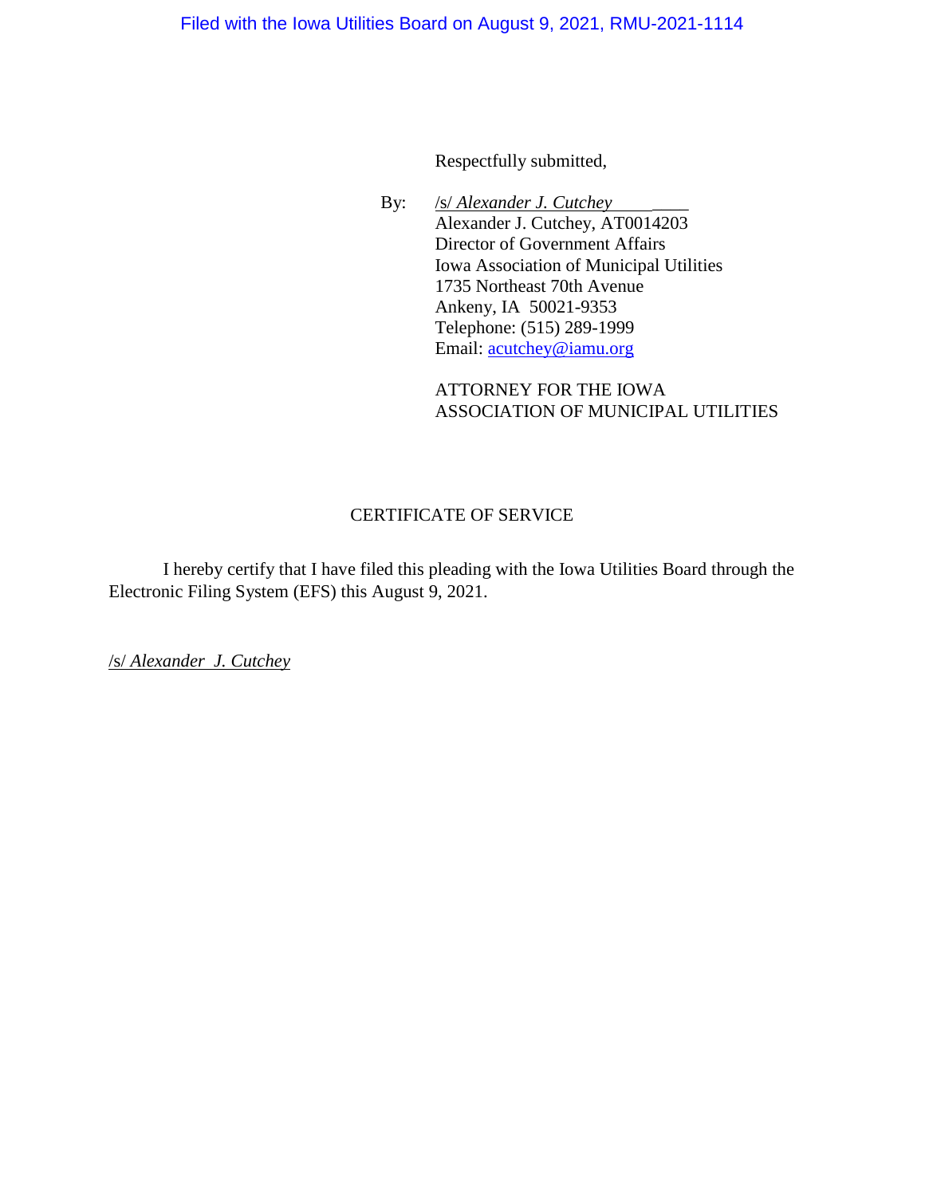Respectfully submitted,

By: /s/ *Alexander J. Cutchey*

Alexander J. Cutchey, AT0014203
Director of Government Affairs
Iowa Association of Municipal Utilities
1735 Northeast 70th Avenue
Ankeny, IA 50021-9353
Telephone: (515) 289-1999
Email: acutchey@iamu.org

ATTORNEY FOR THE IOWA ASSOCIATION OF MUNICIPAL UTILITIES

## CERTIFICATE OF SERVICE

I hereby certify that I have filed this pleading with the Iowa Utilities Board through the Electronic Filing System (EFS) this August 9, 2021.

/s/ *Alexander J. Cutchey*